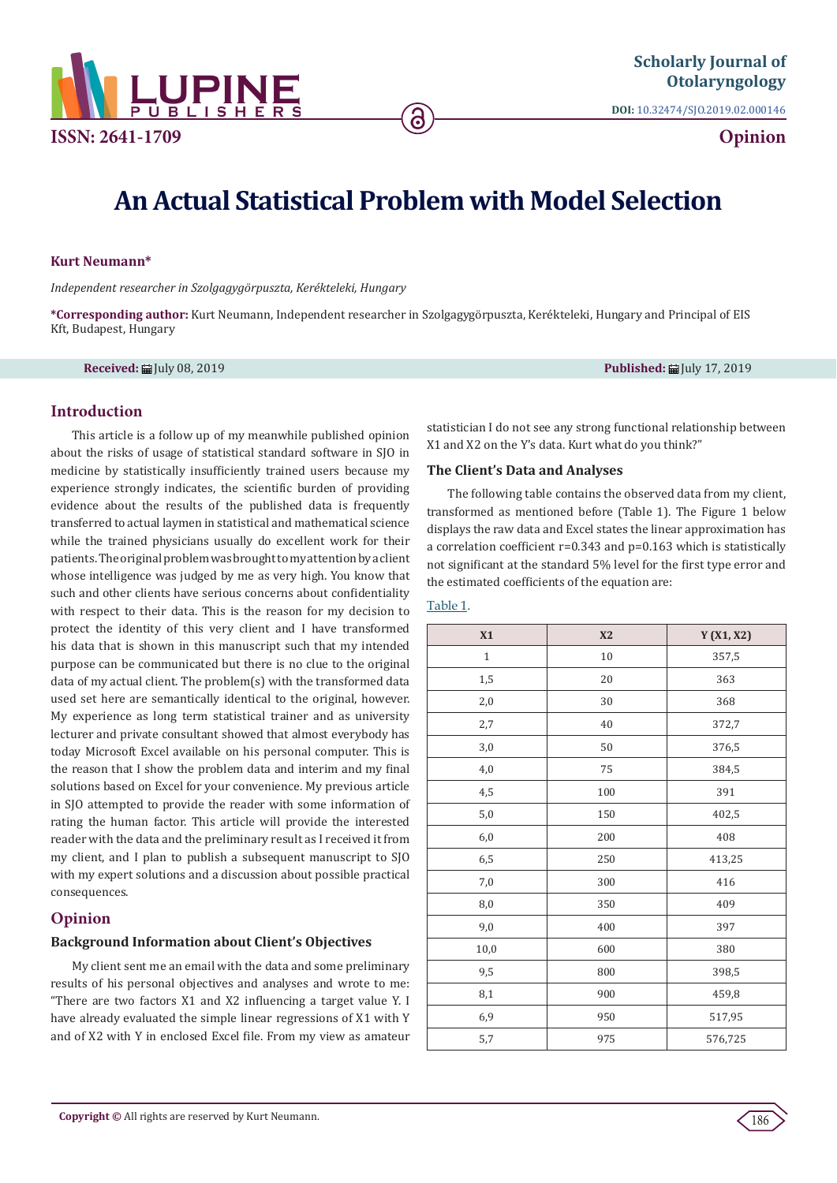Scholarly Journal of Otolaryngology

DOI: 10.32474/SJO.2019.02.000146

ISSN: 2641-1709

Opinion

# An Actual Statistical Problem with Model Selection

**Kurt Neumann***

*Independent researcher in Szolgagygörpuszta, Kerékteleki, Hungary*

***Corresponding author:** Kurt Neumann, Independent researcher in Szolgagygörpuszta, Kerékteleki, Hungary and Principal of EIS Kft, Budapest, Hungary

**Received:** July 08, 2019 **Published:** July 17, 2019

## Introduction

This article is a follow up of my meanwhile published opinion about the risks of usage of statistical standard software in SJO in medicine by statistically insufficiently trained users because my experience strongly indicates, the scientific burden of providing evidence about the results of the published data is frequently transferred to actual laymen in statistical and mathematical science while the trained physicians usually do excellent work for their patients. The original problem was brought to my attention by a client whose intelligence was judged by me as very high. You know that such and other clients have serious concerns about confidentiality with respect to their data. This is the reason for my decision to protect the identity of this very client and I have transformed his data that is shown in this manuscript such that my intended purpose can be communicated but there is no clue to the original data of my actual client. The problem(s) with the transformed data used set here are semantically identical to the original, however. My experience as long term statistical trainer and as university lecturer and private consultant showed that almost everybody has today Microsoft Excel available on his personal computer. This is the reason that I show the problem data and interim and my final solutions based on Excel for your convenience. My previous article in SJO attempted to provide the reader with some information of rating the human factor. This article will provide the interested reader with the data and the preliminary result as I received it from my client, and I plan to publish a subsequent manuscript to SJO with my expert solutions and a discussion about possible practical consequences.

## Opinion

### Background Information about Client's Objectives

My client sent me an email with the data and some preliminary results of his personal objectives and analyses and wrote to me: "There are two factors X1 and X2 influencing a target value Y. I have already evaluated the simple linear regressions of X1 with Y and of X2 with Y in enclosed Excel file. From my view as amateur statistician I do not see any strong functional relationship between X1 and X2 on the Y's data. Kurt what do you think?"

### The Client's Data and Analyses

The following table contains the observed data from my client, transformed as mentioned before (Table 1). The Figure 1 below displays the raw data and Excel states the linear approximation has a correlation coefficient r=0.343 and p=0.163 which is statistically not significant at the standard 5% level for the first type error and the estimated coefficients of the equation are:

Table 1.

| X1 | X2 | Y (X1, X2) |
|---|---|---|
| 1 | 10 | 357,5 |
| 1,5 | 20 | 363 |
| 2,0 | 30 | 368 |
| 2,7 | 40 | 372,7 |
| 3,0 | 50 | 376,5 |
| 4,0 | 75 | 384,5 |
| 4,5 | 100 | 391 |
| 5,0 | 150 | 402,5 |
| 6,0 | 200 | 408 |
| 6,5 | 250 | 413,25 |
| 7,0 | 300 | 416 |
| 8,0 | 350 | 409 |
| 9,0 | 400 | 397 |
| 10,0 | 600 | 380 |
| 9,5 | 800 | 398,5 |
| 8,1 | 900 | 459,8 |
| 6,9 | 950 | 517,95 |
| 5,7 | 975 | 576,725 |

**Copyright ©** All rights are reserved by Kurt Neumann.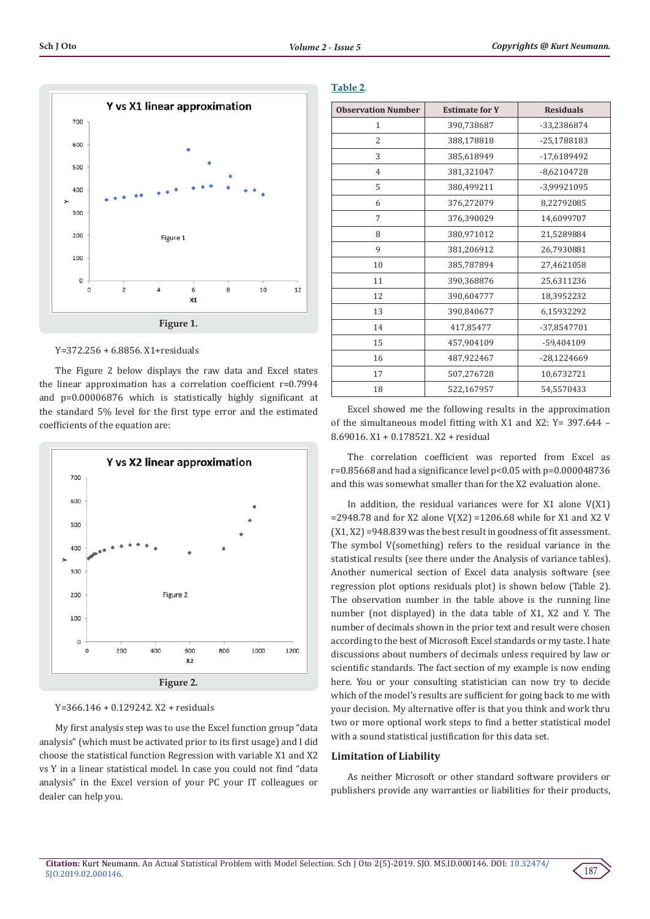Figure 1.

Y=372.256 + 6.8856. X1+residuals

The Figure 2 below displays the raw data and Excel states the linear approximation has a correlation coefficient r=0.7994 and p=0.00006876 which is statistically highly significant at the standard 5% level for the first type error and the estimated coefficients of the equation are:

Figure 2.

Y=366.146 + 0.129242. X2 + residuals

My first analysis step was to use the Excel function group "data analysis" (which must be activated prior to its first usage) and I did choose the statistical function Regression with variable X1 and X2 vs Y in a linear statistical model. In case you could not find "data analysis" in the Excel version of your PC your IT colleagues or dealer can help you.

Table 2.

| Observation Number | Estimate for Y | Residuals |
|---|---|---|
| 1 | 390,738687 | -33,2386874 |
| 2 | 388,178818 | -25,1788183 |
| 3 | 385,618949 | -17,6189492 |
| 4 | 381,321047 | -8,62104728 |
| 5 | 380,499211 | -3,99921095 |
| 6 | 376,272079 | 8,22792085 |
| 7 | 376,390029 | 14,6099707 |
| 8 | 380,971012 | 21,5289884 |
| 9 | 381,206912 | 26,7930881 |
| 10 | 385,787894 | 27,4621058 |
| 11 | 390,368876 | 25,6311236 |
| 12 | 390,604777 | 18,3952232 |
| 13 | 390,840677 | 6,15932292 |
| 14 | 417,85477 | -37,8547701 |
| 15 | 457,904109 | -59,404109 |
| 16 | 487,922467 | -28,1224669 |
| 17 | 507,276728 | 10,6732721 |
| 18 | 522,167957 | 54,5570433 |

Excel showed me the following results in the approximation of the simultaneous model fitting with X1 and X2: Y= 397.644 – 8.69016. X1 + 0.178521. X2 + residual

The correlation coefficient was reported from Excel as r=0.85668 and had a significance level p<0.05 with p=0.000048736 and this was somewhat smaller than for the X2 evaluation alone.

In addition, the residual variances were for X1 alone V(X1) =2948.78 and for X2 alone V(X2) =1206.68 while for X1 and X2 V (X1, X2) =948.839 was the best result in goodness of fit assessment. The symbol V(something) refers to the residual variance in the statistical results (see there under the Analysis of variance tables). Another numerical section of Excel data analysis software (see regression plot options residuals plot) is shown below (Table 2). The observation number in the table above is the running line number (not displayed) in the data table of X1, X2 and Y. The number of decimals shown in the prior text and result were chosen according to the best of Microsoft Excel standards or my taste. I hate discussions about numbers of decimals unless required by law or scientific standards. The fact section of my example is now ending here. You or your consulting statistician can now try to decide which of the model's results are sufficient for going back to me with your decision. My alternative offer is that you think and work thru two or more optional work steps to find a better statistical model with a sound statistical justification for this data set.

## Limitation of Liability

As neither Microsoft or other standard software providers or publishers provide any warranties or liabilities for their products,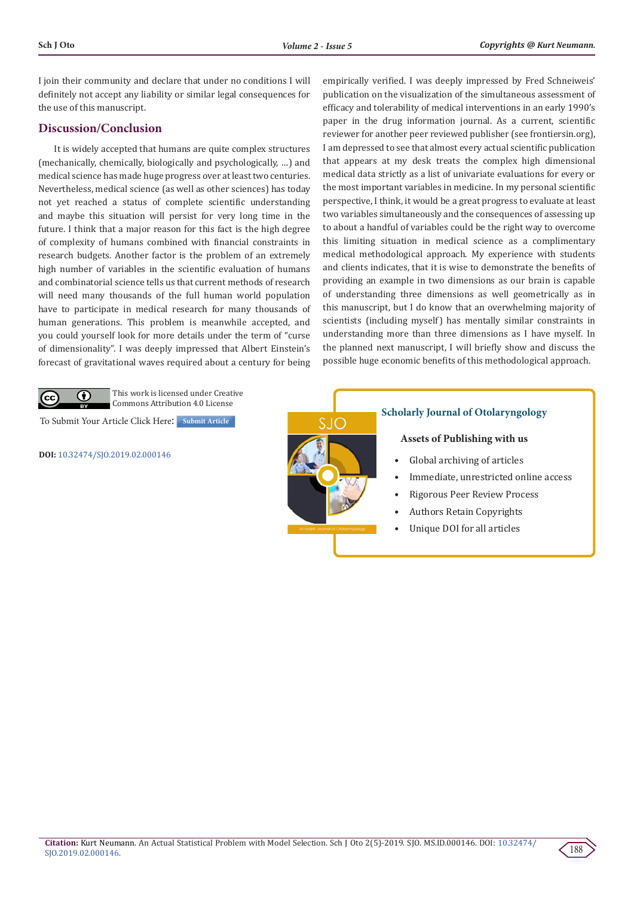I join their community and declare that under no conditions I will definitely not accept any liability or similar legal consequences for the use of this manuscript.

## Discussion/Conclusion

It is widely accepted that humans are quite complex structures (mechanically, chemically, biologically and psychologically, …) and medical science has made huge progress over at least two centuries. Nevertheless, medical science (as well as other sciences) has today not yet reached a status of complete scientific understanding and maybe this situation will persist for very long time in the future. I think that a major reason for this fact is the high degree of complexity of humans combined with financial constraints in research budgets. Another factor is the problem of an extremely high number of variables in the scientific evaluation of humans and combinatorial science tells us that current methods of research will need many thousands of the full human world population have to participate in medical research for many thousands of human generations. This problem is meanwhile accepted, and you could yourself look for more details under the term of "curse of dimensionality". I was deeply impressed that Albert Einstein's forecast of gravitational waves required about a century for being empirically verified. I was deeply impressed by Fred Schneiweis' publication on the visualization of the simultaneous assessment of efficacy and tolerability of medical interventions in an early 1990's paper in the drug information journal. As a current, scientific reviewer for another peer reviewed publisher (see frontiersin.org), I am depressed to see that almost every actual scientific publication that appears at my desk treats the complex high dimensional medical data strictly as a list of univariate evaluations for every or the most important variables in medicine. In my personal scientific perspective, I think, it would be a great progress to evaluate at least two variables simultaneously and the consequences of assessing up to about a handful of variables could be the right way to overcome this limiting situation in medical science as a complimentary medical methodological approach. My experience with students and clients indicates, that it is wise to demonstrate the benefits of providing an example in two dimensions as our brain is capable of understanding three dimensions as well geometrically as in this manuscript, but I do know that an overwhelming majority of scientists (including myself) has mentally similar constraints in understanding more than three dimensions as I have myself. In the planned next manuscript, I will briefly show and discuss the possible huge economic benefits of this methodological approach.

This work is licensed under Creative Commons Attribution 4.0 License

To Submit Your Article Click Here: Submit Article

**DOI:** 10.32474/SJO.2019.02.000146

**Scholarly Journal of Otolaryngology**

**Assets of Publishing with us**

- Global archiving of articles
- Immediate, unrestricted online access
- Rigorous Peer Review Process
- Authors Retain Copyrights
- Unique DOI for all articles

**Citation:** Kurt Neumann. An Actual Statistical Problem with Model Selection. Sch J Oto 2(5)-2019. SJO. MS.ID.000146. DOI: 10.32474/SJO.2019.02.000146.